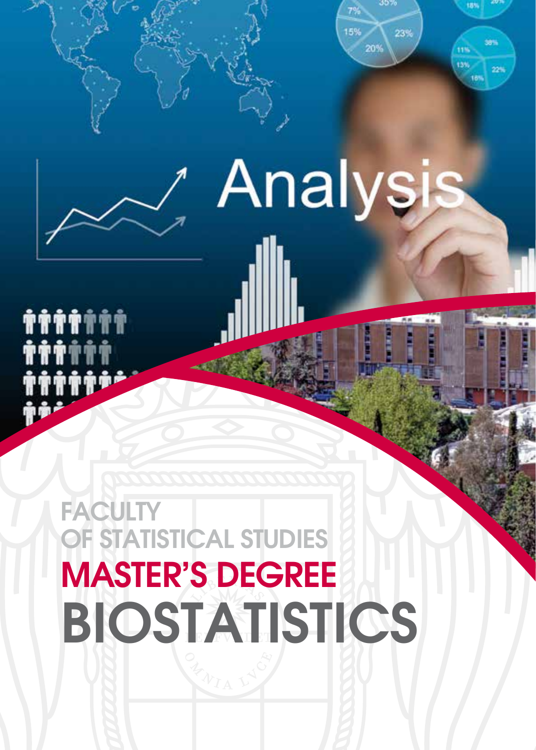Analysis

FACULTY OF STATISTICAL STUDIES

# MASTER'S DEGREE

# BIOSTATISTICS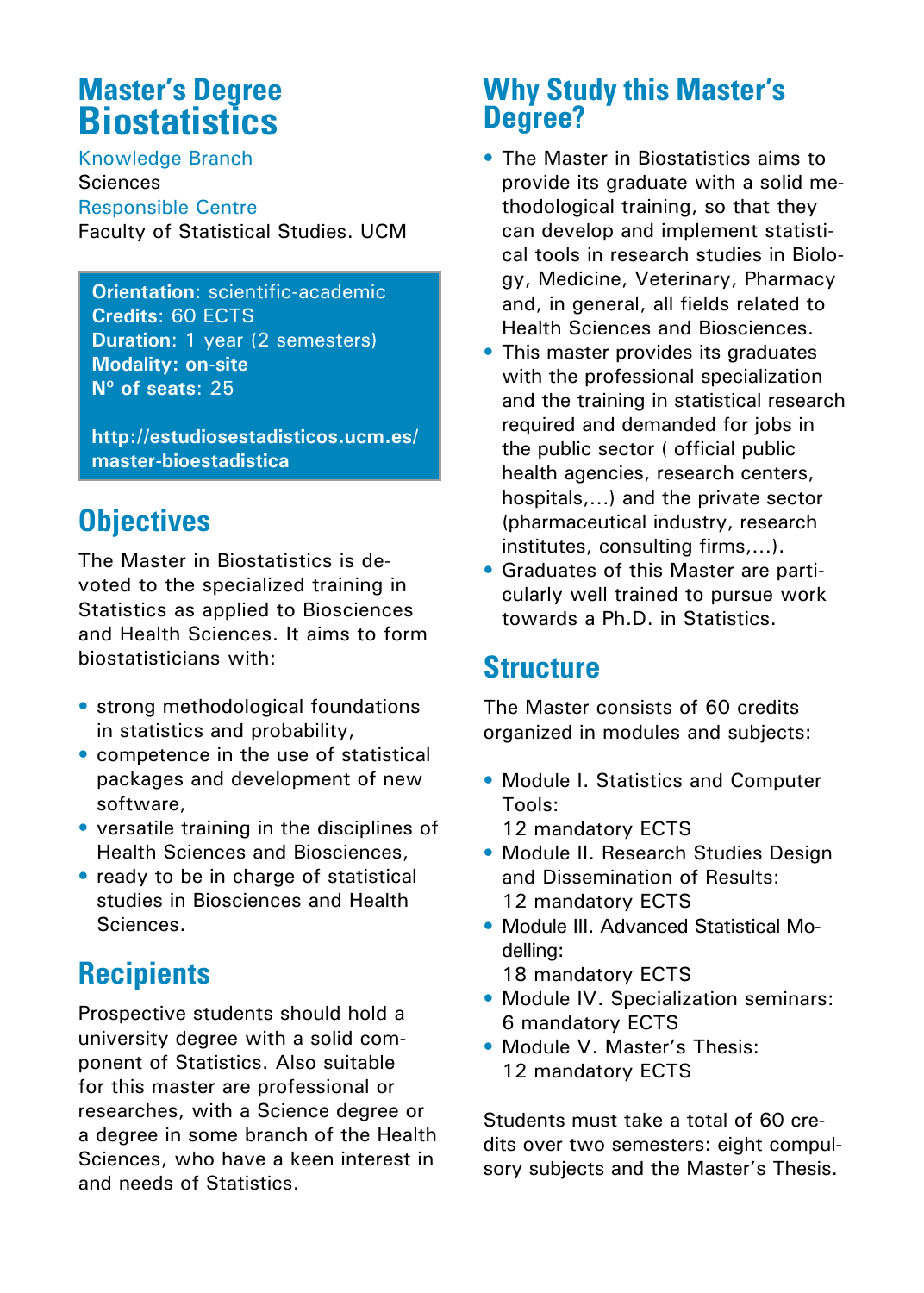# Master's Degree
# Biostatistics

Knowledge Branch
Sciences
Responsible Centre
Faculty of Statistical Studies. UCM

**Orientation**: scientific-academic
**Credits**: 60 ECTS
**Duration**: 1 year (2 semesters)
**Modality: on-site**
**Nº of seats**: 25

**http://estudiosestadisticos.ucm.es/master-bioestadistica**

## Objectives

The Master in Biostatistics is devoted to the specialized training in Statistics as applied to Biosciences and Health Sciences. It aims to form biostatisticians with:

- strong methodological foundations in statistics and probability,
- competence in the use of statistical packages and development of new software,
- versatile training in the disciplines of Health Sciences and Biosciences,
- ready to be in charge of statistical studies in Biosciences and Health Sciences.

## Recipients

Prospective students should hold a university degree with a solid component of Statistics. Also suitable for this master are professional or researches, with a Science degree or a degree in some branch of the Health Sciences, who have a keen interest in and needs of Statistics.

## Why Study this Master's Degree?

- The Master in Biostatistics aims to provide its graduate with a solid methodological training, so that they can develop and implement statistical tools in research studies in Biology, Medicine, Veterinary, Pharmacy and, in general, all fields related to Health Sciences and Biosciences.
- This master provides its graduates with the professional specialization and the training in statistical research required and demanded for jobs in the public sector ( official public health agencies, research centers, hospitals,...) and the private sector (pharmaceutical industry, research institutes, consulting firms,...).
- Graduates of this Master are particularly well trained to pursue work towards a Ph.D. in Statistics.

## Structure

The Master consists of 60 credits organized in modules and subjects:

- Module I. Statistics and Computer Tools:
  12 mandatory ECTS
- Module II. Research Studies Design and Dissemination of Results:
  12 mandatory ECTS
- Module III. Advanced Statistical Modelling:
  18 mandatory ECTS
- Module IV. Specialization seminars:
  6 mandatory ECTS
- Module V. Master's Thesis:
  12 mandatory ECTS

Students must take a total of 60 credits over two semesters: eight compulsory subjects and the Master's Thesis.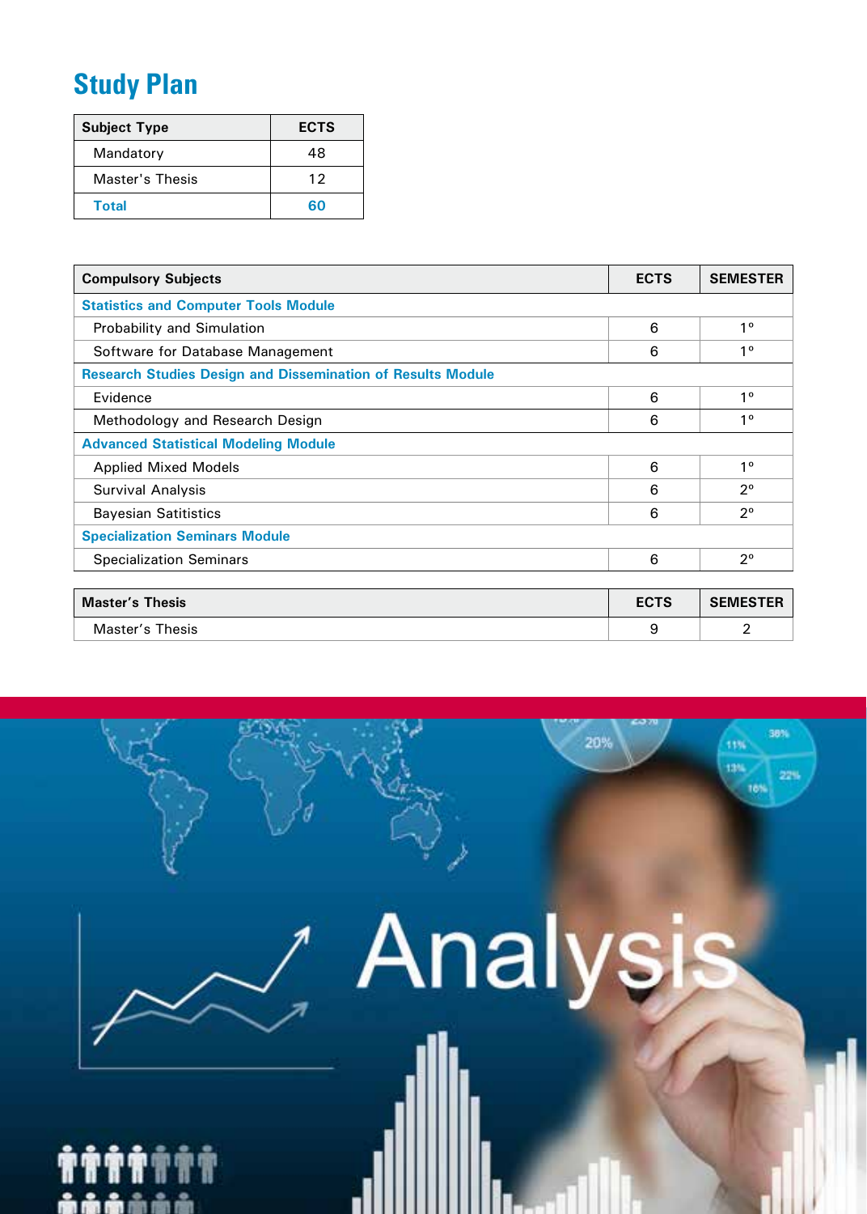## Study Plan

| Subject Type | ECTS |
|---|---|
| Mandatory | 48 |
| Master's Thesis | 12 |
| **Total** | **60** |

| Compulsory Subjects | ECTS | SEMESTER |
|---|---|---|
| **Statistics and Computer Tools Module** | | |
| Probability and Simulation | 6 | 1º |
| Software for Database Management | 6 | 1º |
| **Research Studies Design and Dissemination of Results Module** | | |
| Evidence | 6 | 1º |
| Methodology and Research Design | 6 | 1º |
| **Advanced Statistical Modeling Module** | | |
| Applied Mixed Models | 6 | 1º |
| Survival Analysis | 6 | 2º |
| Bayesian Satitistics | 6 | 2º |
| **Specialization Seminars Module** | | |
| Specialization Seminars | 6 | 2º |

| Master's Thesis | ECTS | SEMESTER |
|---|---|---|
| Master's Thesis | 9 | 2 |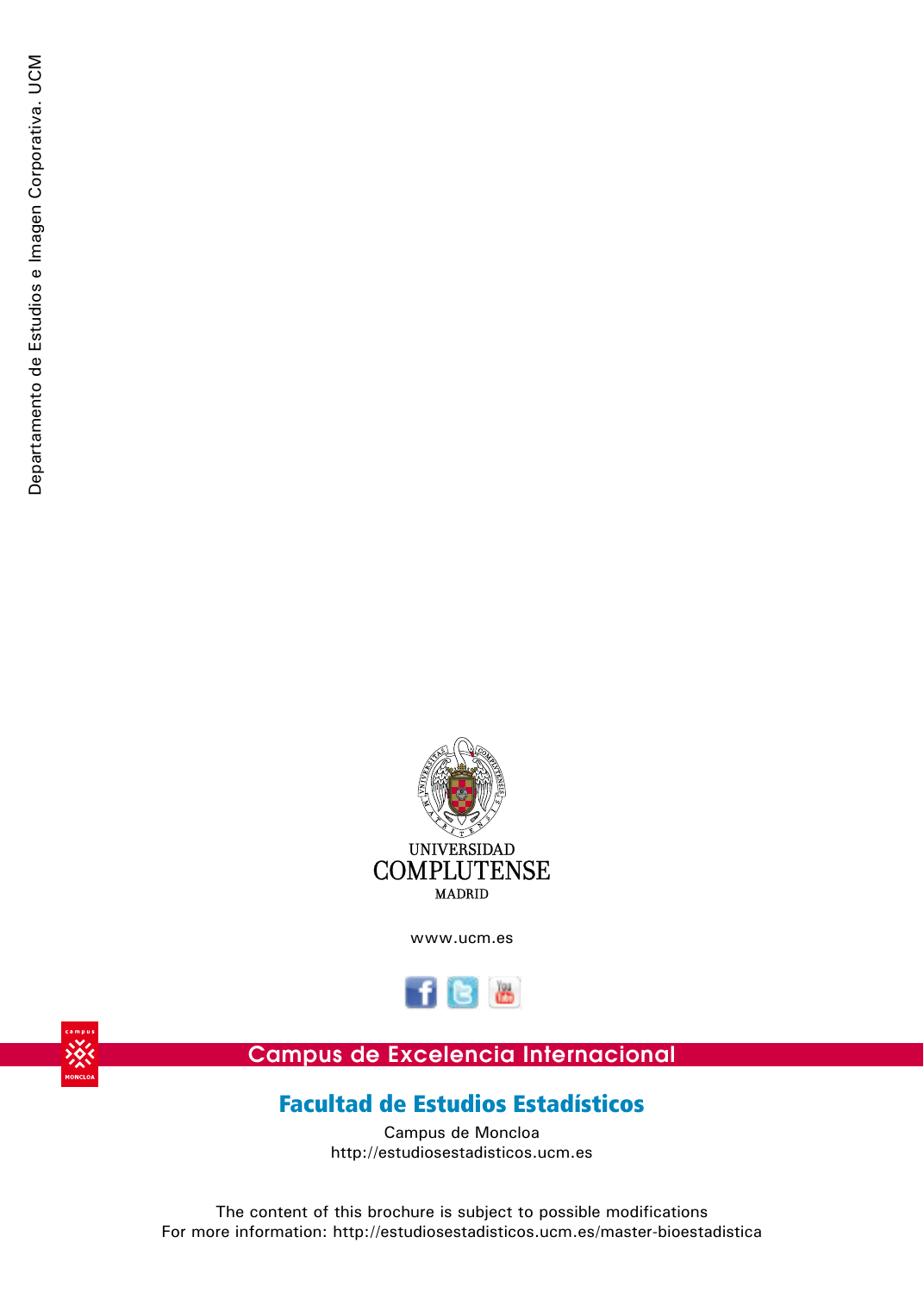Departamento de Estudios e Imagen Corporativa. UCM

UNIVERSIDAD
COMPLUTENSE
MADRID

www.ucm.es

Campus de Excelencia Internacional

## Facultad de Estudios Estadísticos

Campus de Moncloa
http://estudiosestadisticos.ucm.es

The content of this brochure is subject to possible modifications
For more information: http://estudiosestadisticos.ucm.es/master-bioestadistica